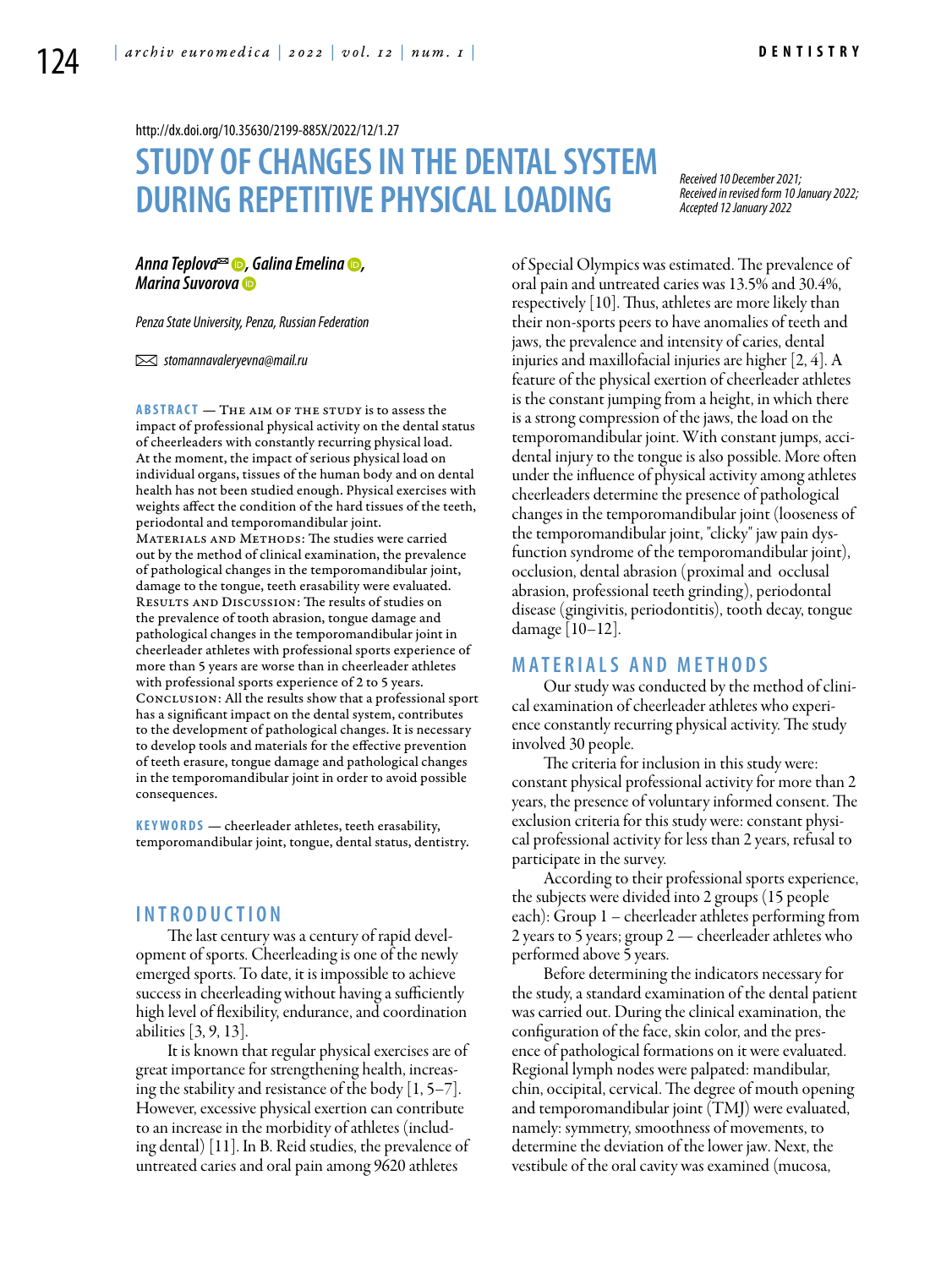http://dx.doi.org/10.35630/2199-885X/2022/12/1.27

# STUDY OF CHANGES IN THE DENTAL SYSTEM DURING REPETITIVE PHYSICAL LOADING

*Received 10 December 2021; Received in revised form 10 January 2022; Accepted 12 January 2022*

***Anna Teplova, Galina Emelina, Marina Suvorova***

*Penza State University, Penza, Russian Federation*

*stomannavaleryevna@mail.ru*

**ABSTRACT** — The aim of the study is to assess the impact of professional physical activity on the dental status of cheerleaders with constantly recurring physical load. At the moment, the impact of serious physical load on individual organs, tissues of the human body and on dental health has not been studied enough. Physical exercises with weights affect the condition of the hard tissues of the teeth, periodontal and temporomandibular joint.
Materials and Methods: The studies were carried out by the method of clinical examination, the prevalence of pathological changes in the temporomandibular joint, damage to the tongue, teeth erasability were evaluated.
Results and Discussion: The results of studies on the prevalence of tooth abrasion, tongue damage and pathological changes in the temporomandibular joint in cheerleader athletes with professional sports experience of more than 5 years are worse than in cheerleader athletes with professional sports experience of 2 to 5 years.
Conclusion: All the results show that a professional sport has a significant impact on the dental system, contributes to the development of pathological changes. It is necessary to develop tools and materials for the effective prevention of teeth erasure, tongue damage and pathological changes in the temporomandibular joint in order to avoid possible consequences.

**KEYWORDS** — cheerleader athletes, teeth erasability, temporomandibular joint, tongue, dental status, dentistry.

## INTRODUCTION

The last century was a century of rapid development of sports. Cheerleading is one of the newly emerged sports. To date, it is impossible to achieve success in cheerleading without having a sufficiently high level of flexibility, endurance, and coordination abilities [3, 9, 13].

It is known that regular physical exercises are of great importance for strengthening health, increasing the stability and resistance of the body [1, 5–7]. However, excessive physical exertion can contribute to an increase in the morbidity of athletes (including dental) [11]. In B. Reid studies, the prevalence of untreated caries and oral pain among 9620 athletes of Special Olympics was estimated. The prevalence of oral pain and untreated caries was 13.5% and 30.4%, respectively [10]. Thus, athletes are more likely than their non-sports peers to have anomalies of teeth and jaws, the prevalence and intensity of caries, dental injuries and maxillofacial injuries are higher [2, 4]. A feature of the physical exertion of cheerleader athletes is the constant jumping from a height, in which there is a strong compression of the jaws, the load on the temporomandibular joint. With constant jumps, accidental injury to the tongue is also possible. More often under the influence of physical activity among athletes cheerleaders determine the presence of pathological changes in the temporomandibular joint (looseness of the temporomandibular joint, "clicky" jaw pain dysfunction syndrome of the temporomandibular joint), occlusion, dental abrasion (proximal and occlusal abrasion, professional teeth grinding), periodontal disease (gingivitis, periodontitis), tooth decay, tongue damage [10–12].

## MATERIALS AND METHODS

Our study was conducted by the method of clinical examination of cheerleader athletes who experience constantly recurring physical activity. The study involved 30 people.

The criteria for inclusion in this study were: constant physical professional activity for more than 2 years, the presence of voluntary informed consent. The exclusion criteria for this study were: constant physical professional activity for less than 2 years, refusal to participate in the survey.

According to their professional sports experience, the subjects were divided into 2 groups (15 people each): Group 1 – cheerleader athletes performing from 2 years to 5 years; group 2 — cheerleader athletes who performed above 5 years.

Before determining the indicators necessary for the study, a standard examination of the dental patient was carried out. During the clinical examination, the configuration of the face, skin color, and the presence of pathological formations on it were evaluated. Regional lymph nodes were palpated: mandibular, chin, occipital, cervical. The degree of mouth opening and temporomandibular joint (TMJ) were evaluated, namely: symmetry, smoothness of movements, to determine the deviation of the lower jaw. Next, the vestibule of the oral cavity was examined (mucosa,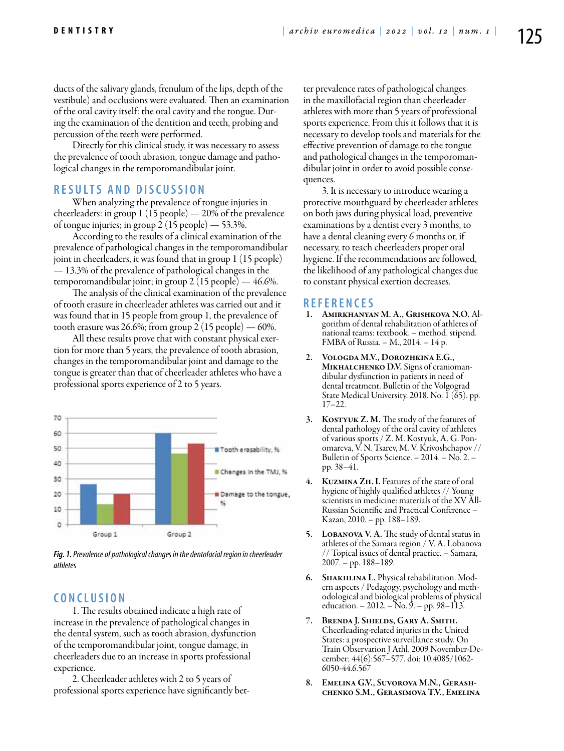ducts of the salivary glands, frenulum of the lips, depth of the vestibule) and occlusions were evaluated. Then an examination of the oral cavity itself: the oral cavity and the tongue. During the examination of the dentition and teeth, probing and percussion of the teeth were performed.

Directly for this clinical study, it was necessary to assess the prevalence of tooth damage and pathological changes in the temporomandibular joint.

## RESULTS AND DISCUSSION

When analyzing the prevalence of tongue injuries in cheerleaders: in group 1 (15 people) — 20% of the prevalence of tongue injuries; in group 2 (15 people) — 53.3%.

According to the results of a clinical examination of the prevalence of pathological changes in the temporomandibular joint in cheerleaders, it was found that in group 1 (15 people) — 13.3% of the prevalence of pathological changes in the temporomandibular joint; in group 2 (15 people) — 46.6%.

The analysis of the clinical examination of the prevalence of tooth erasure in cheerleader athletes was carried out and it was found that in 15 people from group 1, the prevalence of tooth erasure was 26.6%; from group 2 (15 people) — 60%.

All these results prove that with constant physical exertion for more than 5 years, the prevalence of tooth abrasion, changes in the temporomandibular joint and damage to the tongue is greater than that of cheerleader athletes who have a professional sports experience of 2 to 5 years.

*Fig. 1. Prevalence of pathological changes in the dentofacial region in cheerleader athletes*

## CONCLUSION

1. The results obtained indicate a high rate of increase in the prevalence of pathological changes in the dental system, such as tooth abrasion, dysfunction of the temporomandibular joint, tongue damage, in cheerleaders due to an increase in sports professional experience.

2. Cheerleader athletes with 2 to 5 years of professional sports experience have significantly better prevalence rates of pathological changes in the maxillofacial region than cheerleader athletes with more than 5 years of professional sports experience. From this it follows that it is necessary to develop tools and materials for the effective prevention of damage to the tongue and pathological changes in the temporomandibular joint in order to avoid possible consequences.

3. It is necessary to introduce wearing a protective mouthguard by cheerleader athletes on both jaws during physical load, preventive examinations by a dentist every 3 months, to have a dental cleaning every 6 months or, if necessary, to teach cheerleaders proper oral hygiene. If the recommendations are followed, the likelihood of any pathological changes due to constant physical exertion decreases.

## REFERENCES

1. **Amirkhanyan M. A., Grishkova N.O.** Algorithm of dental rehabilitation of athletes of national teams: textbook. – method. stipend. FMBA of Russia. – M., 2014. – 14 p.
2. **Vologda M.V., Dorozhkina E.G., Mikhalchenko D.V.** Signs of craniomandibular dysfunction in patients in need of dental treatment. Bulletin of the Volgograd State Medical University. 2018. No. 1 (65). pp. 17–22.
3. **Kostyuk Z. M.** The study of the features of dental pathology of the oral cavity of athletes of various sports / Z. M. Kostyuk, A. G. Ponomareva, V. N. Tsarev, M. V. Krivoshchapov // Bulletin of Sports Science. – 2014. – No. 2. – pp. 38–41.
4. **Kuzmina Zh. I.** Features of the state of oral hygiene of highly qualified athletes // Young scientists in medicine: materials of the XV All-Russian Scientific and Practical Conference – Kazan, 2010. – pp. 188–189.
5. **Lobanova V. A.** The study of dental status in athletes of the Samara region / V. A. Lobanova // Topical issues of dental practice. – Samara, 2007. – pp. 188–189.
6. **Shakhlina L.** Physical rehabilitation. Modern aspects / Pedagogy, psychology and methodological and biological problems of physical education. – 2012. – No. 9. – pp. 98–113.
7. **Brenda J. Shields, Gary A. Smith.** Cheerleading-related injuries in the United States: a prospective surveillance study. On Train Observation J Athl. 2009 November-December; 44(6):567–577. doi: 10.4085/1062-6050-44.6.567
8. **Emelina G.V., Suvorova M.N., Gerashchenko S.M., Gerasimova T.V., Emelina**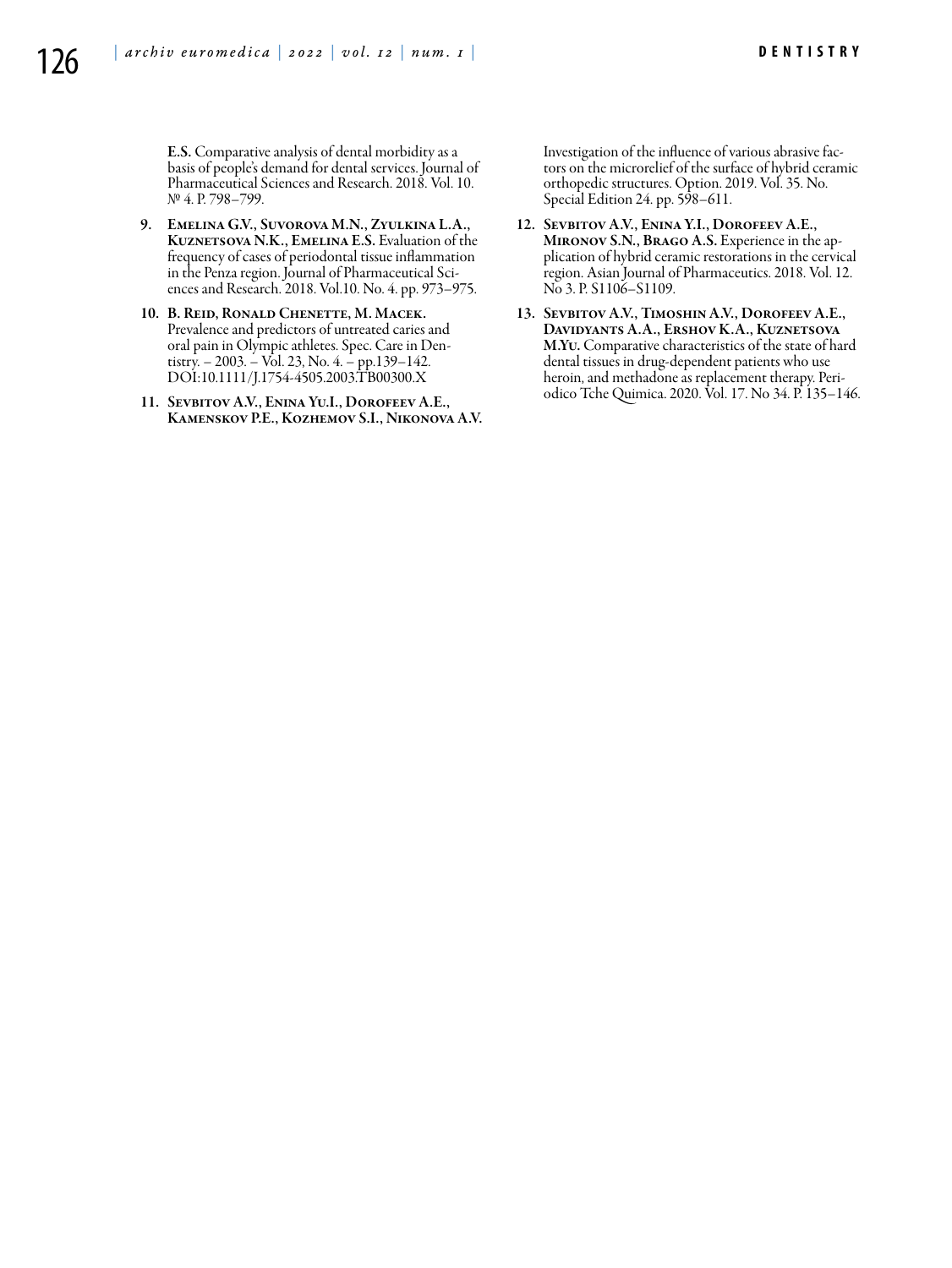E.S. Comparative analysis of dental morbidity as a basis of people's demand for dental services. Journal of Pharmaceutical Sciences and Research. 2018. Vol. 10. № 4. P. 798–799.

9. **Emelina G.V., Suvorova M.N., Zyulkina L.A., Kuznetsova N.K., Emelina E.S.** Evaluation of the frequency of cases of periodontal tissue inflammation in the Penza region. Journal of Pharmaceutical Sciences and Research. 2018. Vol.10. No. 4. pp. 973–975.
10. **B. Reid, Ronald Chenette, M. Macek.** Prevalence and predictors of untreated caries and oral pain in Olympic athletes. Spec. Care in Dentistry. – 2003. – Vol. 23, No. 4. – pp.139–142. DOI:10.1111/J.1754-4505.2003.TB00300.X
11. **Sevbitov A.V., Enina Yu.I., Dorofeev A.E., Kamenskov P.E., Kozhemov S.I., Nikonova A.V.** Investigation of the influence of various abrasive factors on the microrelief of the surface of hybrid ceramic orthopedic structures. Option. 2019. Vol. 35. No. Special Edition 24. pp. 598–611.
12. **Sevbitov A.V., Enina Y.I., Dorofeev A.E., Mironov S.N., Brago A.S.** Experience in the application of hybrid ceramic restorations in the cervical region. Asian Journal of Pharmaceutics. 2018. Vol. 12. No 3. P. S1106–S1109.
13. **Sevbitov A.V., Timoshin A.V., Dorofeev A.E., Davidyants A.A., Ershov K.A., Kuznetsova M.Yu.** Comparative characteristics of the state of hard dental tissues in drug-dependent patients who use heroin, and methadone as replacement therapy. Periodico Tche Quimica. 2020. Vol. 17. No 34. P. 135–146.